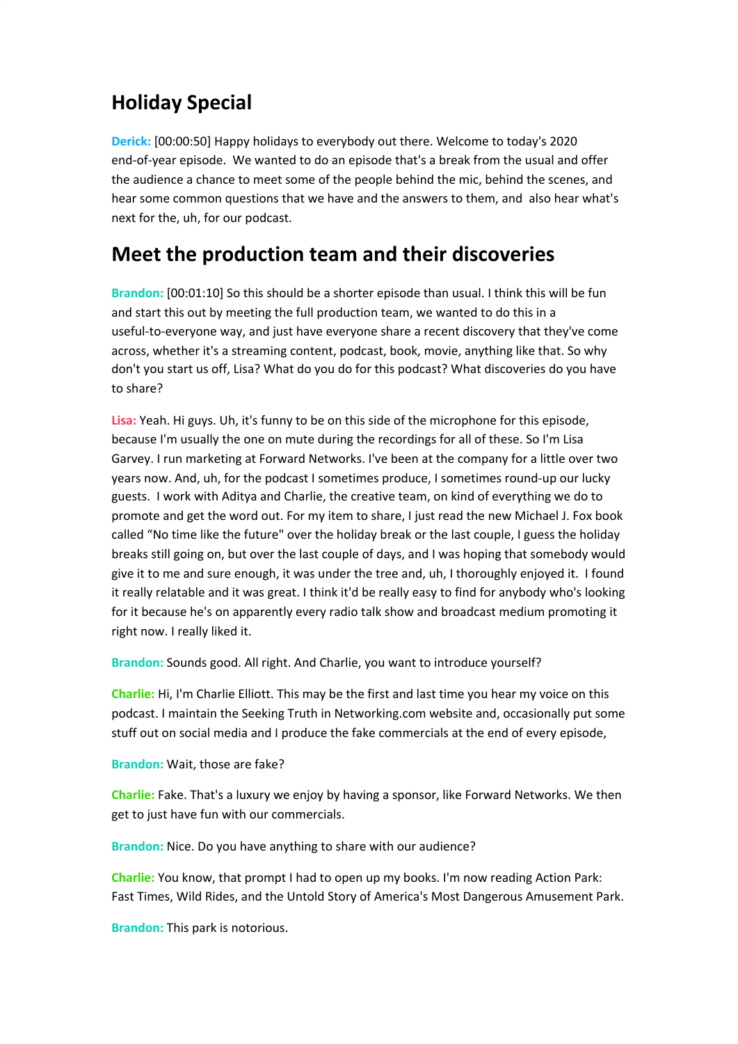# Holiday Special

**Derick:** [00:00:50] Happy holidays to everybody out there. Welcome to today's 2020 end-of-year episode. We wanted to do an episode that's a break from the usual and offer the audience a chance to meet some of the people behind the mic, behind the scenes, and hear some common questions that we have and the answers to them, and also hear what's next for the, uh, for our podcast.

## Meet the production team and their discoveries

**Brandon:** [00:01:10] So this should be a shorter episode than usual. I think this will be fun and start this out by meeting the full production team, we wanted to do this in a useful-to-everyone way, and just have everyone share a recent discovery that they've come across, whether it's a streaming content, podcast, book, movie, anything like that. So why don't you start us off, Lisa? What do you do for this podcast? What discoveries do you have to share?

**Lisa:** Yeah. Hi guys. Uh, it's funny to be on this side of the microphone for this episode, because I'm usually the one on mute during the recordings for all of these. So I'm Lisa Garvey. I run marketing at Forward Networks. I've been at the company for a little over two years now. And, uh, for the podcast I sometimes produce, I sometimes round-up our lucky guests. I work with Aditya and Charlie, the creative team, on kind of everything we do to promote and get the word out. For my item to share, I just read the new Michael J. Fox book called "No time like the future" over the holiday break or the last couple, I guess the holiday breaks still going on, but over the last couple of days, and I was hoping that somebody would give it to me and sure enough, it was under the tree and, uh, I thoroughly enjoyed it. I found it really relatable and it was great. I think it'd be really easy to find for anybody who's looking for it because he's on apparently every radio talk show and broadcast medium promoting it right now. I really liked it.

**Brandon:** Sounds good. All right. And Charlie, you want to introduce yourself?

**Charlie:** Hi, I'm Charlie Elliott. This may be the first and last time you hear my voice on this podcast. I maintain the Seeking Truth in Networking.com website and, occasionally put some stuff out on social media and I produce the fake commercials at the end of every episode,

**Brandon:** Wait, those are fake?

**Charlie:** Fake. That's a luxury we enjoy by having a sponsor, like Forward Networks. We then get to just have fun with our commercials.

**Brandon:** Nice. Do you have anything to share with our audience?

**Charlie:** You know, that prompt I had to open up my books. I'm now reading Action Park: Fast Times, Wild Rides, and the Untold Story of America's Most Dangerous Amusement Park.

**Brandon:** This park is notorious.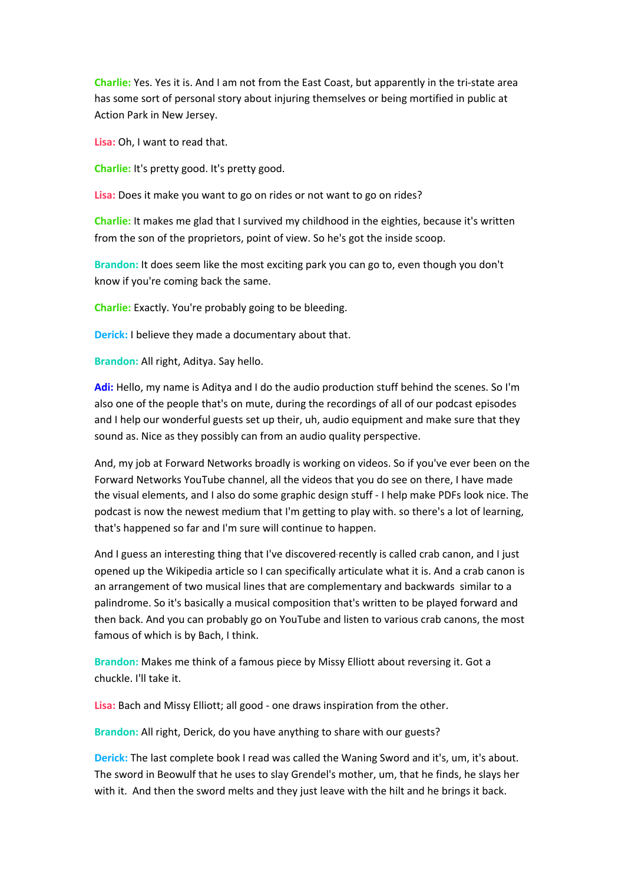**Charlie:** Yes. Yes it is. And I am not from the East Coast, but apparently in the tri-state area has some sort of personal story about injuring themselves or being mortified in public at Action Park in New Jersey.

**Lisa:** Oh, I want to read that.

**Charlie:** It's pretty good. It's pretty good.

**Lisa:** Does it make you want to go on rides or not want to go on rides?

**Charlie:** It makes me glad that I survived my childhood in the eighties, because it's written from the son of the proprietors, point of view. So he's got the inside scoop.

**Brandon:** It does seem like the most exciting park you can go to, even though you don't know if you're coming back the same.

**Charlie:** Exactly. You're probably going to be bleeding.

**Derick:** I believe they made a documentary about that.

**Brandon:** All right, Aditya. Say hello.

**Adi:** Hello, my name is Aditya and I do the audio production stuff behind the scenes. So I'm also one of the people that's on mute, during the recordings of all of our podcast episodes and I help our wonderful guests set up their, uh, audio equipment and make sure that they sound as. Nice as they possibly can from an audio quality perspective.

And, my job at Forward Networks broadly is working on videos. So if you've ever been on the Forward Networks YouTube channel, all the videos that you do see on there, I have made the visual elements, and I also do some graphic design stuff - I help make PDFs look nice. The podcast is now the newest medium that I'm getting to play with. so there's a lot of learning, that's happened so far and I'm sure will continue to happen.

And I guess an interesting thing that I've discovered recently is called crab canon, and I just opened up the Wikipedia article so I can specifically articulate what it is. And a crab canon is an arrangement of two musical lines that are complementary and backwards similar to a palindrome. So it's basically a musical composition that's written to be played forward and then back. And you can probably go on YouTube and listen to various crab canons, the most famous of which is by Bach, I think.

**Brandon:** Makes me think of a famous piece by Missy Elliott about reversing it. Got a chuckle. I'll take it.

**Lisa:** Bach and Missy Elliott; all good - one draws inspiration from the other.

**Brandon:** All right, Derick, do you have anything to share with our guests?

**Derick:** The last complete book I read was called the Waning Sword and it's, um, it's about. The sword in Beowulf that he uses to slay Grendel's mother, um, that he finds, he slays her with it. And then the sword melts and they just leave with the hilt and he brings it back.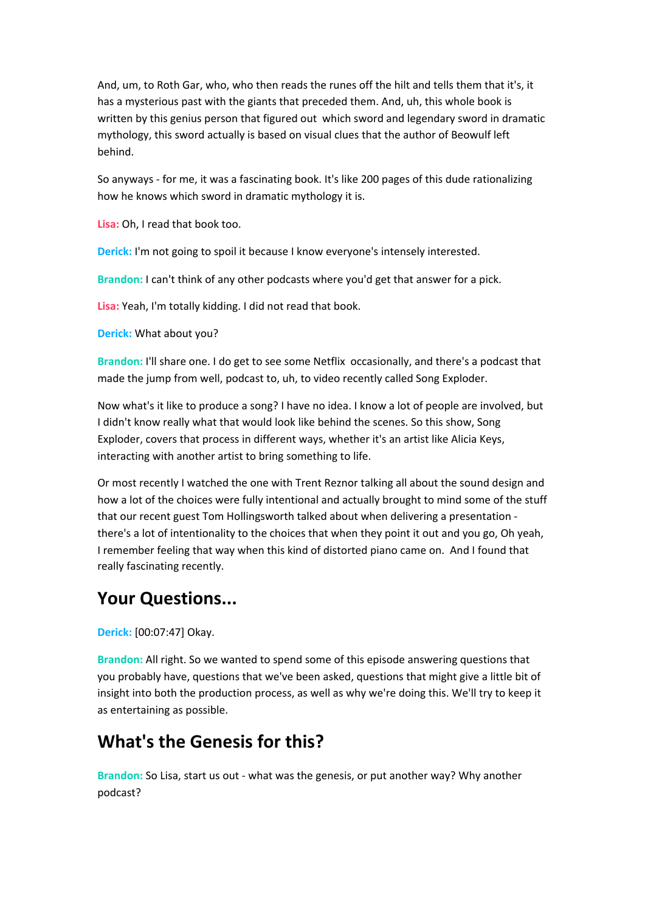And, um, to Roth Gar, who, who then reads the runes off the hilt and tells them that it's, it has a mysterious past with the giants that preceded them. And, uh, this whole book is written by this genius person that figured out which sword and legendary sword in dramatic mythology, this sword actually is based on visual clues that the author of Beowulf left behind.

So anyways - for me, it was a fascinating book. It's like 200 pages of this dude rationalizing how he knows which sword in dramatic mythology it is.

**Lisa:** Oh, I read that book too.

**Derick:** I'm not going to spoil it because I know everyone's intensely interested.

**Brandon:** I can't think of any other podcasts where you'd get that answer for a pick.

**Lisa:** Yeah, I'm totally kidding. I did not read that book.

**Derick:** What about you?

**Brandon:** I'll share one. I do get to see some Netflix occasionally, and there's a podcast that made the jump from well, podcast to, uh, to video recently called Song Exploder.

Now what's it like to produce a song? I have no idea. I know a lot of people are involved, but I didn't know really what that would look like behind the scenes. So this show, Song Exploder, covers that process in different ways, whether it's an artist like Alicia Keys, interacting with another artist to bring something to life.

Or most recently I watched the one with Trent Reznor talking all about the sound design and how a lot of the choices were fully intentional and actually brought to mind some of the stuff that our recent guest Tom Hollingsworth talked about when delivering a presentation - there's a lot of intentionality to the choices that when they point it out and you go, Oh yeah, I remember feeling that way when this kind of distorted piano came on. And I found that really fascinating recently.

## Your Questions...

**Derick:** [00:07:47] Okay.

**Brandon:** All right. So we wanted to spend some of this episode answering questions that you probably have, questions that we've been asked, questions that might give a little bit of insight into both the production process, as well as why we're doing this. We'll try to keep it as entertaining as possible.

## What's the Genesis for this?

**Brandon:** So Lisa, start us out - what was the genesis, or put another way? Why another podcast?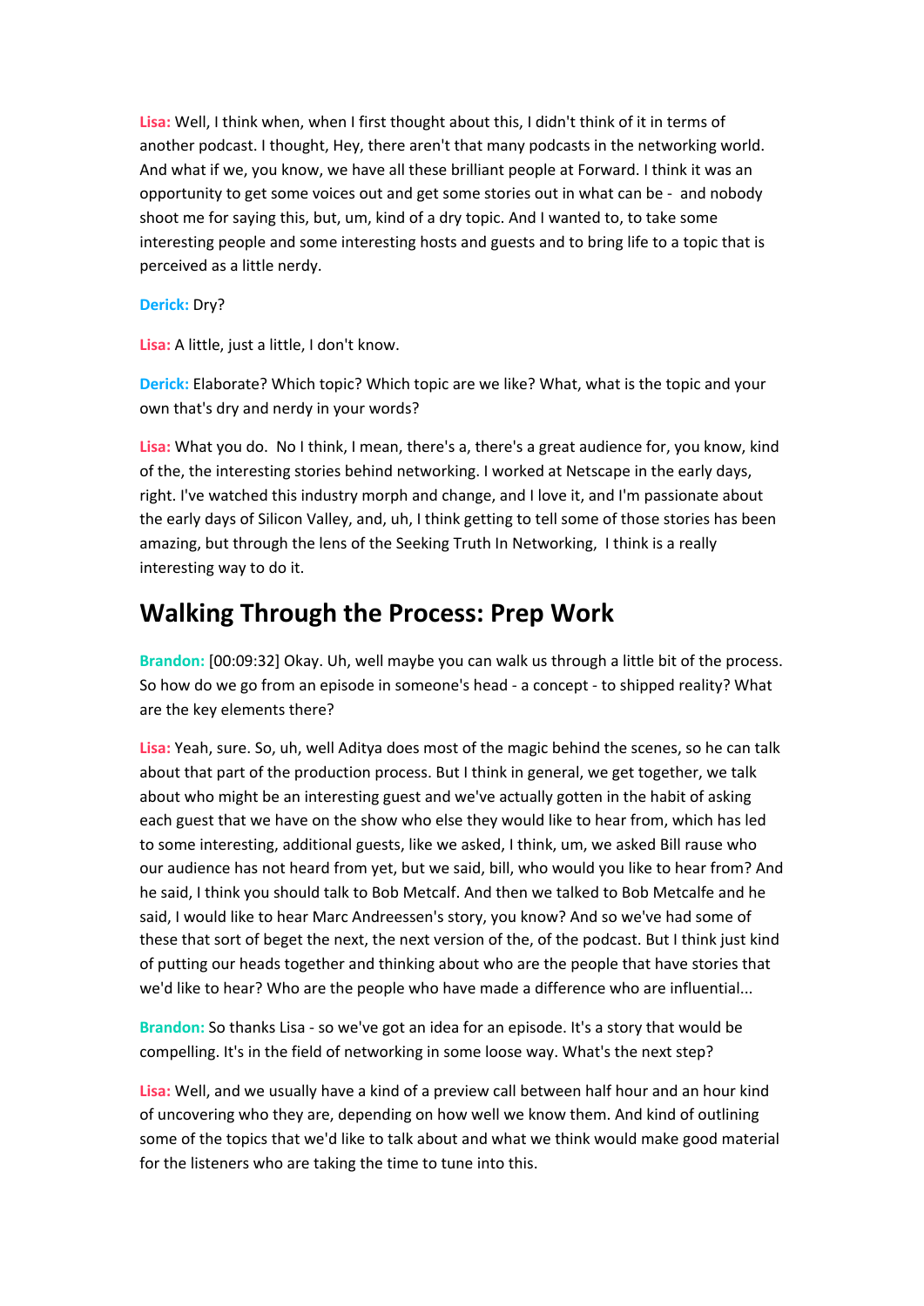**Lisa:** Well, I think when, when I first thought about this, I didn't think of it in terms of another podcast. I thought, Hey, there aren't that many podcasts in the networking world. And what if we, you know, we have all these brilliant people at Forward. I think it was an opportunity to get some voices out and get some stories out in what can be -  and nobody shoot me for saying this, but, um, kind of a dry topic. And I wanted to, to take some interesting people and some interesting hosts and guests and to bring life to a topic that is perceived as a little nerdy.

**Derick:** Dry?

**Lisa:** A little, just a little, I don't know.

**Derick:** Elaborate? Which topic? Which topic are we like? What, what is the topic and your own that's dry and nerdy in your words?

**Lisa:** What you do.  No I think, I mean, there's a, there's a great audience for, you know, kind of the, the interesting stories behind networking. I worked at Netscape in the early days, right. I've watched this industry morph and change, and I love it, and I'm passionate about the early days of Silicon Valley, and, uh, I think getting to tell some of those stories has been amazing, but through the lens of the Seeking Truth In Networking,  I think is a really interesting way to do it.

## Walking Through the Process: Prep Work

**Brandon:** [00:09:32] Okay. Uh, well maybe you can walk us through a little bit of the process. So how do we go from an episode in someone's head - a concept - to shipped reality? What are the key elements there?

**Lisa:** Yeah, sure. So, uh, well Aditya does most of the magic behind the scenes, so he can talk about that part of the production process. But I think in general, we get together, we talk about who might be an interesting guest and we've actually gotten in the habit of asking each guest that we have on the show who else they would like to hear from, which has led to some interesting, additional guests, like we asked, I think, um, we asked Bill rause who our audience has not heard from yet, but we said, bill, who would you like to hear from? And he said, I think you should talk to Bob Metcalf. And then we talked to Bob Metcalfe and he said, I would like to hear Marc Andreessen's story, you know? And so we've had some of these that sort of beget the next, the next version of the, of the podcast. But I think just kind of putting our heads together and thinking about who are the people that have stories that we'd like to hear? Who are the people who have made a difference who are influential...

**Brandon:** So thanks Lisa - so we've got an idea for an episode. It's a story that would be compelling. It's in the field of networking in some loose way. What's the next step?

**Lisa:** Well, and we usually have a kind of a preview call between half hour and an hour kind of uncovering who they are, depending on how well we know them. And kind of outlining some of the topics that we'd like to talk about and what we think would make good material for the listeners who are taking the time to tune into this.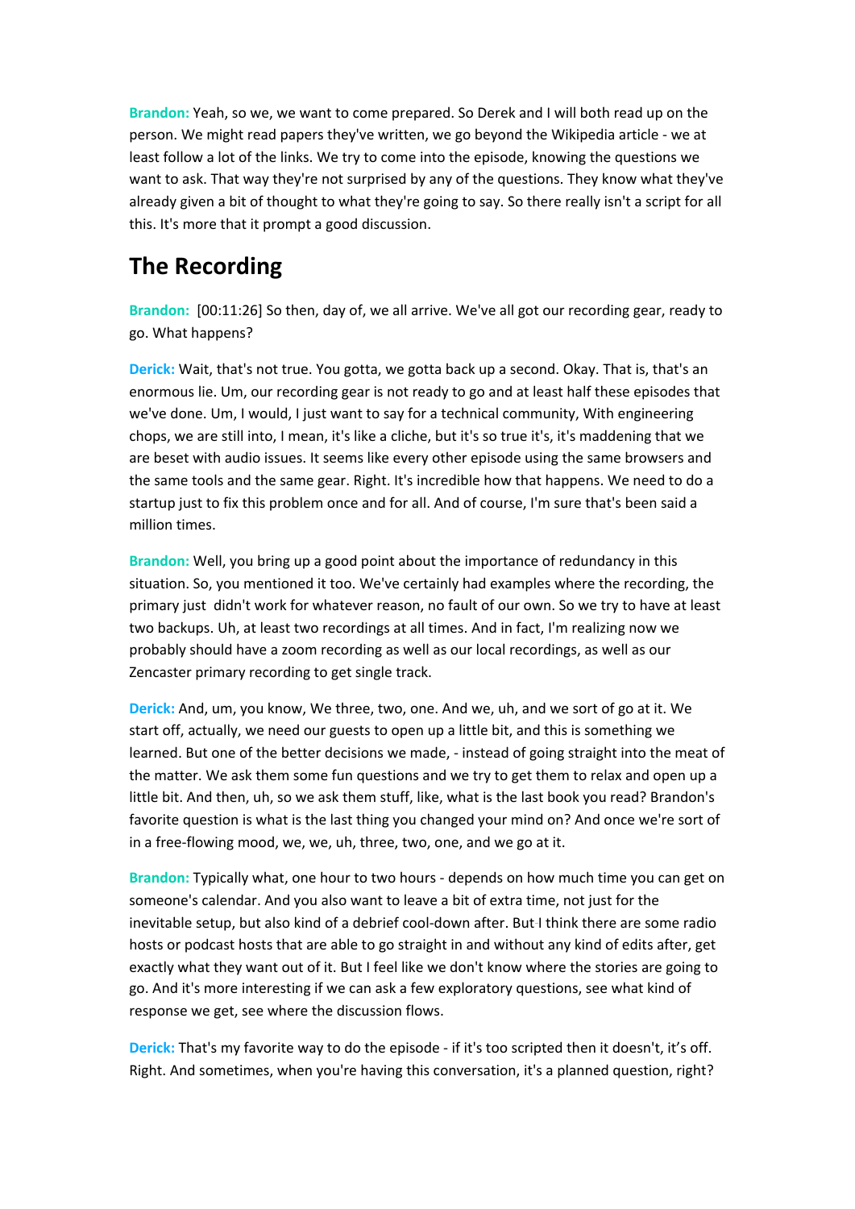**Brandon:** Yeah, so we, we want to come prepared. So Derek and I will both read up on the person. We might read papers they've written, we go beyond the Wikipedia article - we at least follow a lot of the links. We try to come into the episode, knowing the questions we want to ask. That way they're not surprised by any of the questions. They know what they've already given a bit of thought to what they're going to say. So there really isn't a script for all this. It's more that it prompt a good discussion.

## The Recording

**Brandon:** [00:11:26] So then, day of, we all arrive. We've all got our recording gear, ready to go. What happens?

**Derick:** Wait, that's not true. You gotta, we gotta back up a second. Okay. That is, that's an enormous lie. Um, our recording gear is not ready to go and at least half these episodes that we've done. Um, I would, I just want to say for a technical community, With engineering chops, we are still into, I mean, it's like a cliche, but it's so true it's, it's maddening that we are beset with audio issues. It seems like every other episode using the same browsers and the same tools and the same gear. Right. It's incredible how that happens. We need to do a startup just to fix this problem once and for all. And of course, I'm sure that's been said a million times.

**Brandon:** Well, you bring up a good point about the importance of redundancy in this situation. So, you mentioned it too. We've certainly had examples where the recording, the primary just didn't work for whatever reason, no fault of our own. So we try to have at least two backups. Uh, at least two recordings at all times. And in fact, I'm realizing now we probably should have a zoom recording as well as our local recordings, as well as our Zencaster primary recording to get single track.

**Derick:** And, um, you know, We three, two, one. And we, uh, and we sort of go at it. We start off, actually, we need our guests to open up a little bit, and this is something we learned. But one of the better decisions we made, - instead of going straight into the meat of the matter. We ask them some fun questions and we try to get them to relax and open up a little bit. And then, uh, so we ask them stuff, like, what is the last book you read? Brandon's favorite question is what is the last thing you changed your mind on? And once we're sort of in a free-flowing mood, we, we, uh, three, two, one, and we go at it.

**Brandon:** Typically what, one hour to two hours - depends on how much time you can get on someone's calendar. And you also want to leave a bit of extra time, not just for the inevitable setup, but also kind of a debrief cool-down after. But I think there are some radio hosts or podcast hosts that are able to go straight in and without any kind of edits after, get exactly what they want out of it. But I feel like we don't know where the stories are going to go. And it's more interesting if we can ask a few exploratory questions, see what kind of response we get, see where the discussion flows.

**Derick:** That's my favorite way to do the episode - if it's too scripted then it doesn't, it's off. Right. And sometimes, when you're having this conversation, it's a planned question, right?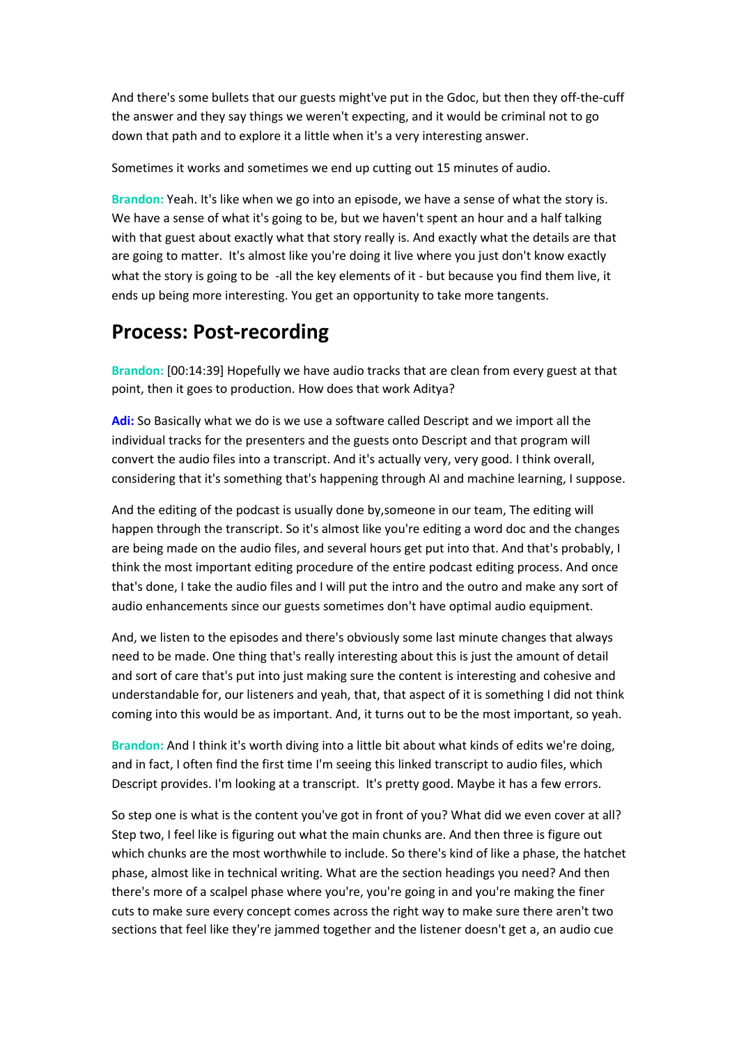And there's some bullets that our guests might've put in the Gdoc, but then they off-the-cuff the answer and they say things we weren't expecting, and it would be criminal not to go down that path and to explore it a little when it's a very interesting answer.

Sometimes it works and sometimes we end up cutting out 15 minutes of audio.

**Brandon:** Yeah. It's like when we go into an episode, we have a sense of what the story is. We have a sense of what it's going to be, but we haven't spent an hour and a half talking with that guest about exactly what that story really is. And exactly what the details are that are going to matter. It's almost like you're doing it live where you just don't know exactly what the story is going to be -all the key elements of it - but because you find them live, it ends up being more interesting. You get an opportunity to take more tangents.

## Process: Post-recording

**Brandon:** [00:14:39] Hopefully we have audio tracks that are clean from every guest at that point, then it goes to production. How does that work Aditya?

**Adi:** So Basically what we do is we use a software called Descript and we import all the individual tracks for the presenters and the guests onto Descript and that program will convert the audio files into a transcript. And it's actually very, very good. I think overall, considering that it's something that's happening through AI and machine learning, I suppose.

And the editing of the podcast is usually done by,someone in our team, The editing will happen through the transcript. So it's almost like you're editing a word doc and the changes are being made on the audio files, and several hours get put into that. And that's probably, I think the most important editing procedure of the entire podcast editing process. And once that's done, I take the audio files and I will put the intro and the outro and make any sort of audio enhancements since our guests sometimes don't have optimal audio equipment.

And, we listen to the episodes and there's obviously some last minute changes that always need to be made. One thing that's really interesting about this is just the amount of detail and sort of care that's put into just making sure the content is interesting and cohesive and understandable for, our listeners and yeah, that, that aspect of it is something I did not think coming into this would be as important. And, it turns out to be the most important, so yeah.

**Brandon:** And I think it's worth diving into a little bit about what kinds of edits we're doing, and in fact, I often find the first time I'm seeing this linked transcript to audio files, which Descript provides. I'm looking at a transcript. It's pretty good. Maybe it has a few errors.

So step one is what is the content you've got in front of you? What did we even cover at all? Step two, I feel like is figuring out what the main chunks are. And then three is figure out which chunks are the most worthwhile to include. So there's kind of like a phase, the hatchet phase, almost like in technical writing. What are the section headings you need? And then there's more of a scalpel phase where you're, you're going in and you're making the finer cuts to make sure every concept comes across the right way to make sure there aren't two sections that feel like they're jammed together and the listener doesn't get a, an audio cue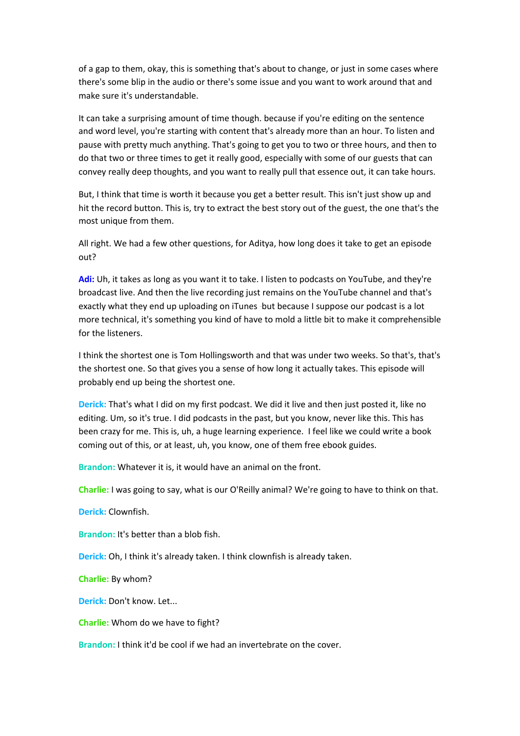of a gap to them, okay, this is something that's about to change, or just in some cases where there's some blip in the audio or there's some issue and you want to work around that and make sure it's understandable.

It can take a surprising amount of time though. because if you're editing on the sentence and word level, you're starting with content that's already more than an hour. To listen and pause with pretty much anything. That's going to get you to two or three hours, and then to do that two or three times to get it really good, especially with some of our guests that can convey really deep thoughts, and you want to really pull that essence out, it can take hours.

But, I think that time is worth it because you get a better result. This isn't just show up and hit the record button. This is, try to extract the best story out of the guest, the one that's the most unique from them.

All right. We had a few other questions, for Aditya, how long does it take to get an episode out?

**Adi:** Uh, it takes as long as you want it to take. I listen to podcasts on YouTube, and they're broadcast live. And then the live recording just remains on the YouTube channel and that's exactly what they end up uploading on iTunes but because I suppose our podcast is a lot more technical, it's something you kind of have to mold a little bit to make it comprehensible for the listeners.

I think the shortest one is Tom Hollingsworth and that was under two weeks. So that's, that's the shortest one. So that gives you a sense of how long it actually takes. This episode will probably end up being the shortest one.

**Derick:** That's what I did on my first podcast. We did it live and then just posted it, like no editing. Um, so it's true. I did podcasts in the past, but you know, never like this. This has been crazy for me. This is, uh, a huge learning experience. I feel like we could write a book coming out of this, or at least, uh, you know, one of them free ebook guides.

**Brandon:** Whatever it is, it would have an animal on the front.

**Charlie:** I was going to say, what is our O'Reilly animal? We're going to have to think on that.

**Derick:** Clownfish.

**Brandon:** It's better than a blob fish.

**Derick:** Oh, I think it's already taken. I think clownfish is already taken.

**Charlie:** By whom?

**Derick:** Don't know. Let...

**Charlie:** Whom do we have to fight?

**Brandon:** I think it'd be cool if we had an invertebrate on the cover.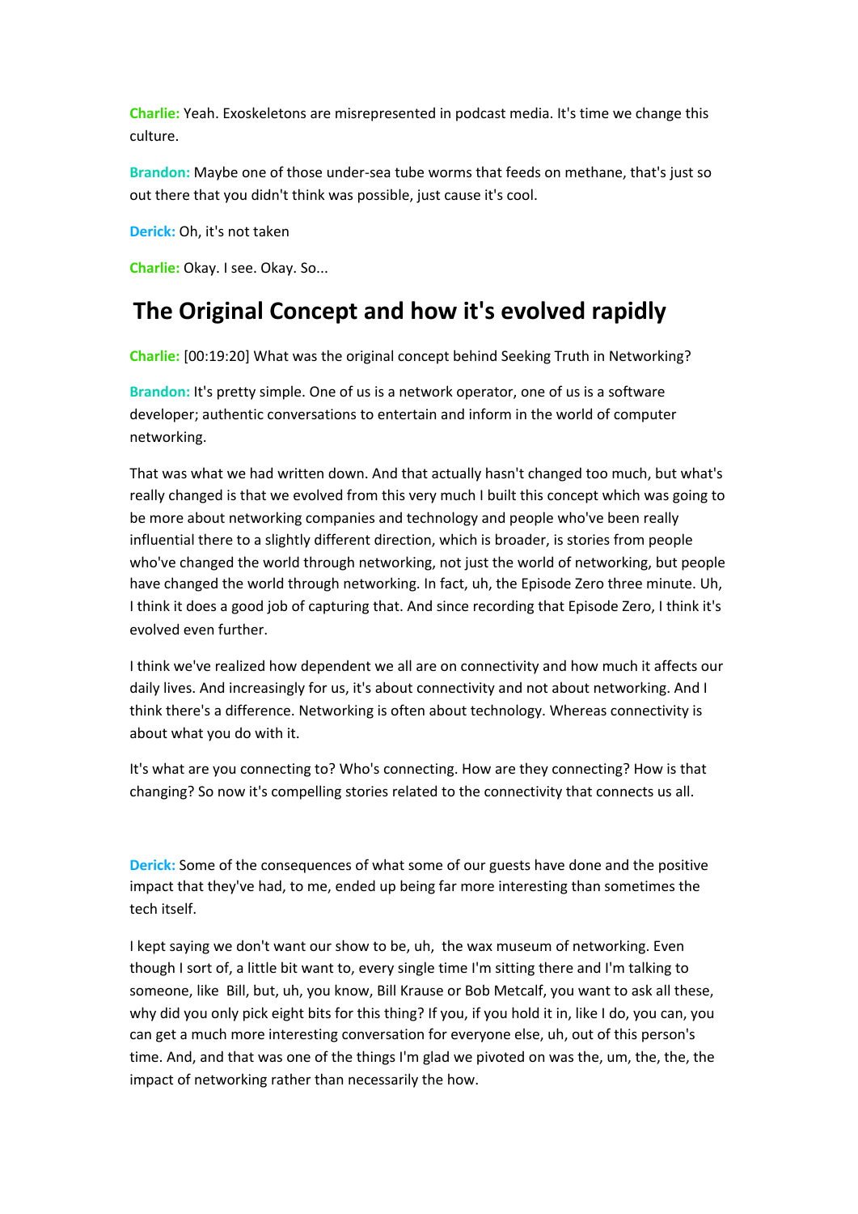**Charlie:** Yeah. Exoskeletons are misrepresented in podcast media. It's time we change this culture.

**Brandon:** Maybe one of those under-sea tube worms that feeds on methane, that's just so out there that you didn't think was possible, just cause it's cool.

**Derick:** Oh, it's not taken

**Charlie:** Okay. I see. Okay. So...

## The Original Concept and how it's evolved rapidly

**Charlie:** [00:19:20] What was the original concept behind Seeking Truth in Networking?

**Brandon:** It's pretty simple. One of us is a network operator, one of us is a software developer; authentic conversations to entertain and inform in the world of computer networking.

That was what we had written down. And that actually hasn't changed too much, but what's really changed is that we evolved from this very much I built this concept which was going to be more about networking companies and technology and people who've been really influential there to a slightly different direction, which is broader, is stories from people who've changed the world through networking, not just the world of networking, but people have changed the world through networking. In fact, uh, the Episode Zero three minute. Uh, I think it does a good job of capturing that. And since recording that Episode Zero, I think it's evolved even further.

I think we've realized how dependent we all are on connectivity and how much it affects our daily lives. And increasingly for us, it's about connectivity and not about networking. And I think there's a difference. Networking is often about technology. Whereas connectivity is about what you do with it.

It's what are you connecting to? Who's connecting. How are they connecting? How is that changing? So now it's compelling stories related to the connectivity that connects us all.

**Derick:** Some of the consequences of what some of our guests have done and the positive impact that they've had, to me, ended up being far more interesting than sometimes the tech itself.

I kept saying we don't want our show to be, uh, the wax museum of networking. Even though I sort of, a little bit want to, every single time I'm sitting there and I'm talking to someone, like Bill, but, uh, you know, Bill Krause or Bob Metcalf, you want to ask all these, why did you only pick eight bits for this thing? If you, if you hold it in, like I do, you can, you can get a much more interesting conversation for everyone else, uh, out of this person's time. And, and that was one of the things I'm glad we pivoted on was the, um, the, the, the impact of networking rather than necessarily the how.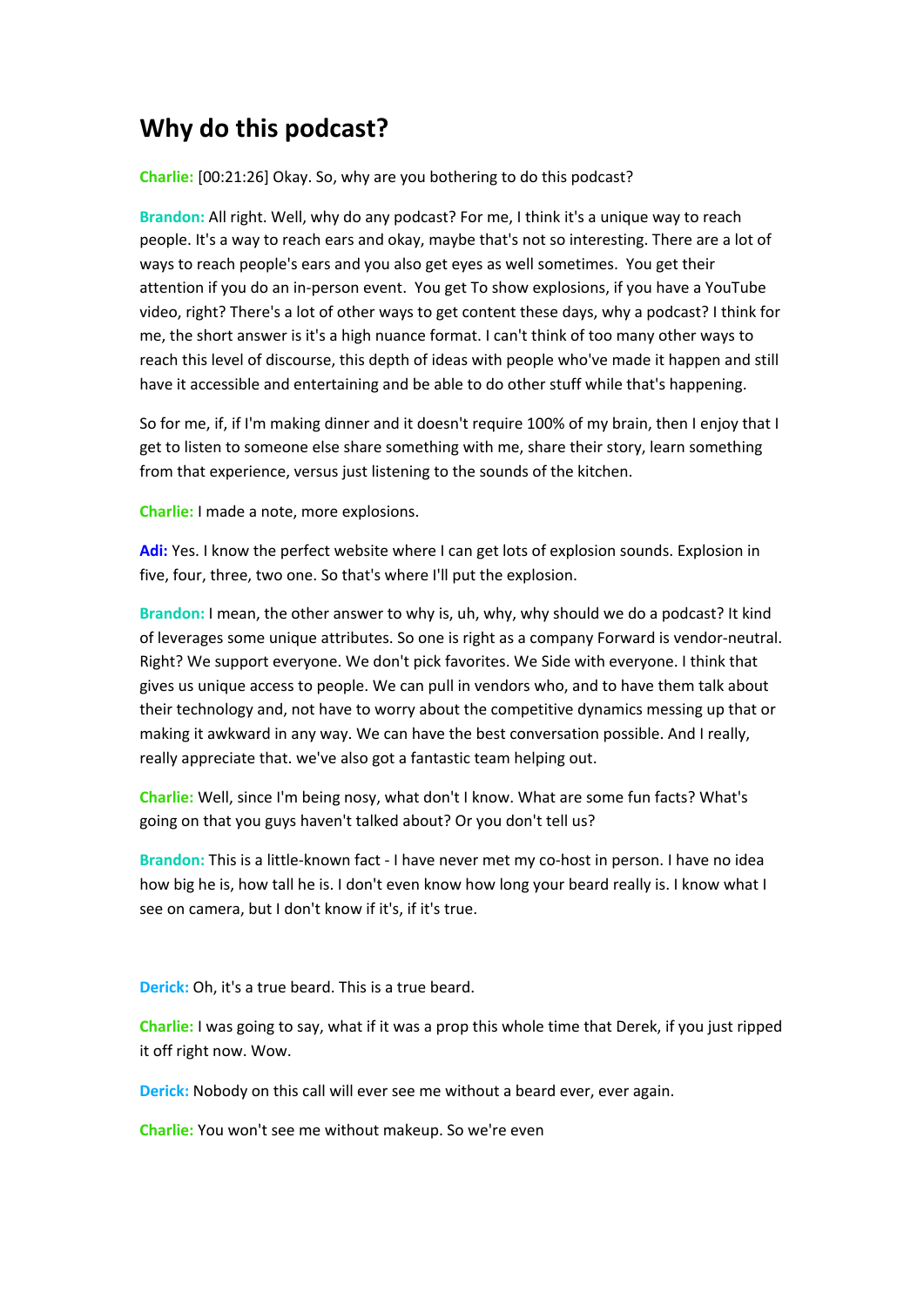## Why do this podcast?

**Charlie:** [00:21:26] Okay. So, why are you bothering to do this podcast?

**Brandon:** All right. Well, why do any podcast? For me, I think it's a unique way to reach people. It's a way to reach ears and okay, maybe that's not so interesting. There are a lot of ways to reach people's ears and you also get eyes as well sometimes. You get their attention if you do an in-person event. You get To show explosions, if you have a YouTube video, right? There's a lot of other ways to get content these days, why a podcast? I think for me, the short answer is it's a high nuance format. I can't think of too many other ways to reach this level of discourse, this depth of ideas with people who've made it happen and still have it accessible and entertaining and be able to do other stuff while that's happening.

So for me, if, if I'm making dinner and it doesn't require 100% of my brain, then I enjoy that I get to listen to someone else share something with me, share their story, learn something from that experience, versus just listening to the sounds of the kitchen.

**Charlie:** I made a note, more explosions.

**Adi:** Yes. I know the perfect website where I can get lots of explosion sounds. Explosion in five, four, three, two one. So that's where I'll put the explosion.

**Brandon:** I mean, the other answer to why is, uh, why, why should we do a podcast? It kind of leverages some unique attributes. So one is right as a company Forward is vendor-neutral. Right? We support everyone. We don't pick favorites. We Side with everyone. I think that gives us unique access to people. We can pull in vendors who, and to have them talk about their technology and, not have to worry about the competitive dynamics messing up that or making it awkward in any way. We can have the best conversation possible. And I really, really appreciate that. we've also got a fantastic team helping out.

**Charlie:** Well, since I'm being nosy, what don't I know. What are some fun facts? What's going on that you guys haven't talked about? Or you don't tell us?

**Brandon:** This is a little-known fact - I have never met my co-host in person. I have no idea how big he is, how tall he is. I don't even know how long your beard really is. I know what I see on camera, but I don't know if it's, if it's true.

**Derick:** Oh, it's a true beard. This is a true beard.

**Charlie:** I was going to say, what if it was a prop this whole time that Derek, if you just ripped it off right now. Wow.

**Derick:** Nobody on this call will ever see me without a beard ever, ever again.

**Charlie:** You won't see me without makeup. So we're even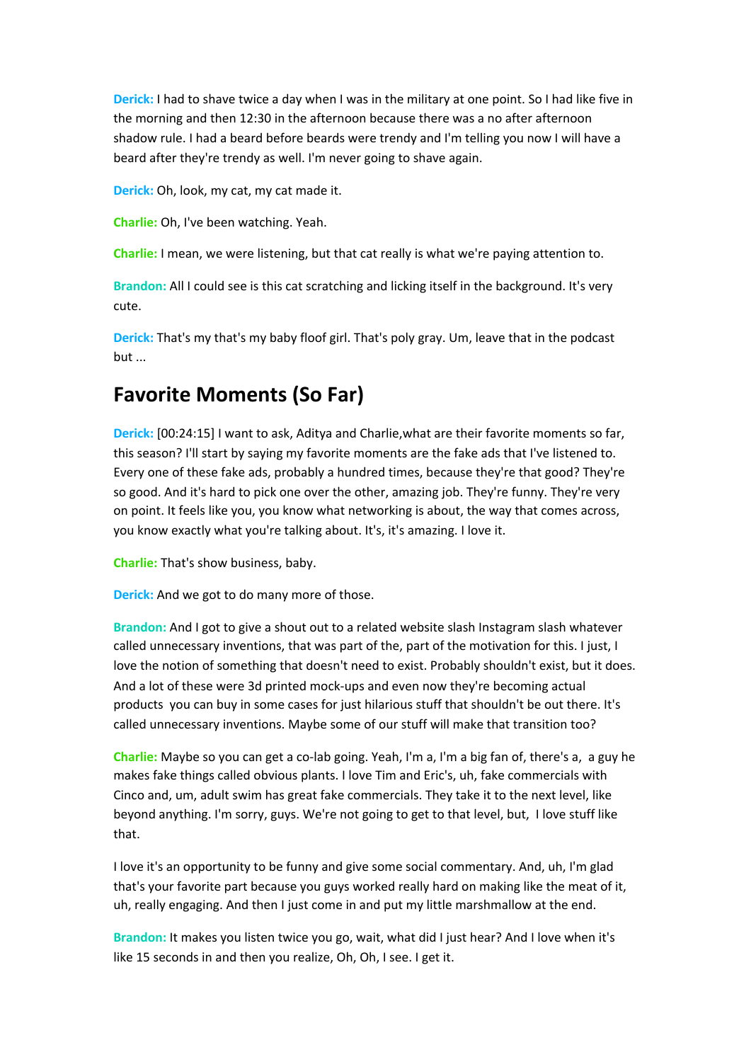**Derick:** I had to shave twice a day when I was in the military at one point. So I had like five in the morning and then 12:30 in the afternoon because there was a no after afternoon shadow rule. I had a beard before beards were trendy and I'm telling you now I will have a beard after they're trendy as well. I'm never going to shave again.

**Derick:** Oh, look, my cat, my cat made it.

**Charlie:** Oh, I've been watching. Yeah.

**Charlie:** I mean, we were listening, but that cat really is what we're paying attention to.

**Brandon:** All I could see is this cat scratching and licking itself in the background. It's very cute.

**Derick:** That's my that's my baby floof girl. That's poly gray. Um, leave that in the podcast but ...

## Favorite Moments (So Far)

**Derick:** [00:24:15] I want to ask, Aditya and Charlie,what are their favorite moments so far, this season? I'll start by saying my favorite moments are the fake ads that I've listened to. Every one of these fake ads, probably a hundred times, because they're that good? They're so good. And it's hard to pick one over the other, amazing job. They're funny. They're very on point. It feels like you, you know what networking is about, the way that comes across, you know exactly what you're talking about. It's, it's amazing. I love it.

**Charlie:** That's show business, baby.

**Derick:** And we got to do many more of those.

**Brandon:** And I got to give a shout out to a related website slash Instagram slash whatever called unnecessary inventions, that was part of the, part of the motivation for this. I just, I love the notion of something that doesn't need to exist. Probably shouldn't exist, but it does. And a lot of these were 3d printed mock-ups and even now they're becoming actual products you can buy in some cases for just hilarious stuff that shouldn't be out there. It's called unnecessary inventions. Maybe some of our stuff will make that transition too?

**Charlie:** Maybe so you can get a co-lab going. Yeah, I'm a, I'm a big fan of, there's a, a guy he makes fake things called obvious plants. I love Tim and Eric's, uh, fake commercials with Cinco and, um, adult swim has great fake commercials. They take it to the next level, like beyond anything. I'm sorry, guys. We're not going to get to that level, but, I love stuff like that.

I love it's an opportunity to be funny and give some social commentary. And, uh, I'm glad that's your favorite part because you guys worked really hard on making like the meat of it, uh, really engaging. And then I just come in and put my little marshmallow at the end.

**Brandon:** It makes you listen twice you go, wait, what did I just hear? And I love when it's like 15 seconds in and then you realize, Oh, Oh, I see. I get it.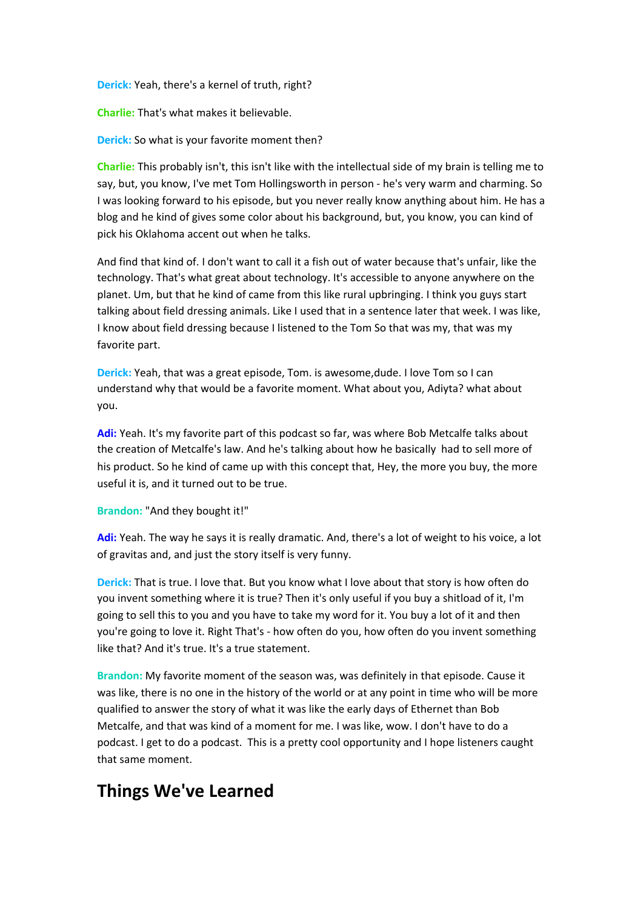**Derick:** Yeah, there's a kernel of truth, right?

**Charlie:** That's what makes it believable.

**Derick:** So what is your favorite moment then?

**Charlie:** This probably isn't, this isn't like with the intellectual side of my brain is telling me to say, but, you know, I've met Tom Hollingsworth in person - he's very warm and charming. So I was looking forward to his episode, but you never really know anything about him. He has a blog and he kind of gives some color about his background, but, you know, you can kind of pick his Oklahoma accent out when he talks.

And find that kind of. I don't want to call it a fish out of water because that's unfair, like the technology. That's what great about technology. It's accessible to anyone anywhere on the planet. Um, but that he kind of came from this like rural upbringing. I think you guys start talking about field dressing animals. Like I used that in a sentence later that week. I was like, I know about field dressing because I listened to the Tom So that was my, that was my favorite part.

**Derick:** Yeah, that was a great episode, Tom. is awesome,dude. I love Tom so I can understand why that would be a favorite moment. What about you, Adiyta? what about you.

**Adi:** Yeah. It's my favorite part of this podcast so far, was where Bob Metcalfe talks about the creation of Metcalfe's law. And he's talking about how he basically had to sell more of his product. So he kind of came up with this concept that, Hey, the more you buy, the more useful it is, and it turned out to be true.

**Brandon:** "And they bought it!"

**Adi:** Yeah. The way he says it is really dramatic. And, there's a lot of weight to his voice, a lot of gravitas and, and just the story itself is very funny.

**Derick:** That is true. I love that. But you know what I love about that story is how often do you invent something where it is true? Then it's only useful if you buy a shitload of it, I'm going to sell this to you and you have to take my word for it. You buy a lot of it and then you're going to love it. Right That's - how often do you, how often do you invent something like that? And it's true. It's a true statement.

**Brandon:** My favorite moment of the season was, was definitely in that episode. Cause it was like, there is no one in the history of the world or at any point in time who will be more qualified to answer the story of what it was like the early days of Ethernet than Bob Metcalfe, and that was kind of a moment for me. I was like, wow. I don't have to do a podcast. I get to do a podcast. This is a pretty cool opportunity and I hope listeners caught that same moment.

## Things We've Learned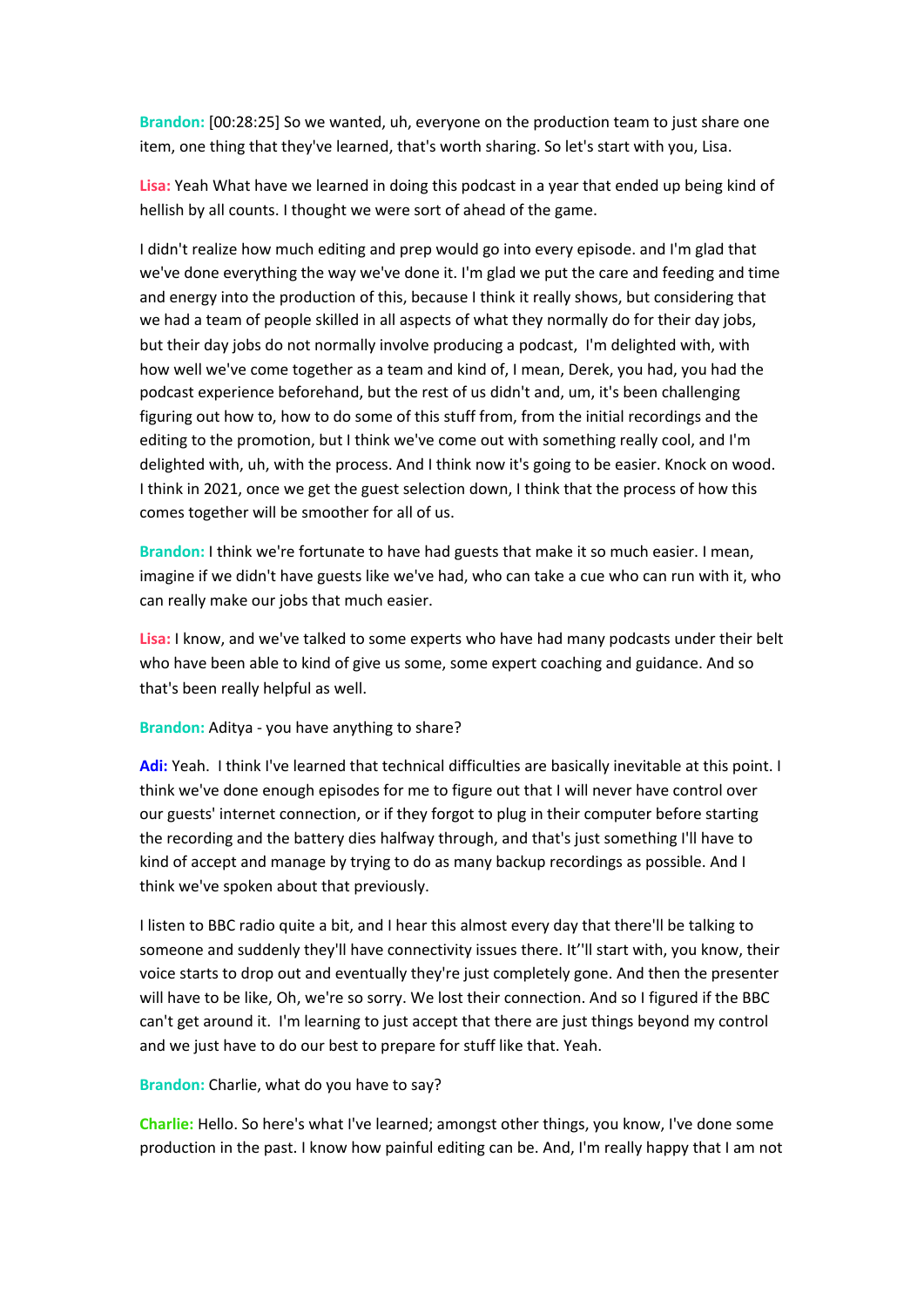**Brandon:** [00:28:25] So we wanted, uh, everyone on the production team to just share one item, one thing that they've learned, that's worth sharing. So let's start with you, Lisa.

**Lisa:** Yeah What have we learned in doing this podcast in a year that ended up being kind of hellish by all counts. I thought we were sort of ahead of the game.

I didn't realize how much editing and prep would go into every episode. and I'm glad that we've done everything the way we've done it. I'm glad we put the care and feeding and time and energy into the production of this, because I think it really shows, but considering that we had a team of people skilled in all aspects of what they normally do for their day jobs, but their day jobs do not normally involve producing a podcast,  I'm delighted with, with how well we've come together as a team and kind of, I mean, Derek, you had, you had the podcast experience beforehand, but the rest of us didn't and, um, it's been challenging figuring out how to, how to do some of this stuff from, from the initial recordings and the editing to the promotion, but I think we've come out with something really cool, and I'm delighted with, uh, with the process. And I think now it's going to be easier. Knock on wood. I think in 2021, once we get the guest selection down, I think that the process of how this comes together will be smoother for all of us.

**Brandon:** I think we're fortunate to have had guests that make it so much easier. I mean, imagine if we didn't have guests like we've had, who can take a cue who can run with it, who can really make our jobs that much easier.

**Lisa:** I know, and we've talked to some experts who have had many podcasts under their belt who have been able to kind of give us some, some expert coaching and guidance. And so that's been really helpful as well.

**Brandon:** Aditya - you have anything to share?

**Adi:** Yeah.  I think I've learned that technical difficulties are basically inevitable at this point. I think we've done enough episodes for me to figure out that I will never have control over our guests' internet connection, or if they forgot to plug in their computer before starting the recording and the battery dies halfway through, and that's just something I'll have to kind of accept and manage by trying to do as many backup recordings as possible. And I think we've spoken about that previously.

I listen to BBC radio quite a bit, and I hear this almost every day that there'll be talking to someone and suddenly they'll have connectivity issues there. It''ll start with, you know, their voice starts to drop out and eventually they're just completely gone. And then the presenter will have to be like, Oh, we're so sorry. We lost their connection. And so I figured if the BBC can't get around it.  I'm learning to just accept that there are just things beyond my control and we just have to do our best to prepare for stuff like that. Yeah.

**Brandon:** Charlie, what do you have to say?

**Charlie:** Hello. So here's what I've learned; amongst other things, you know, I've done some production in the past. I know how painful editing can be. And, I'm really happy that I am not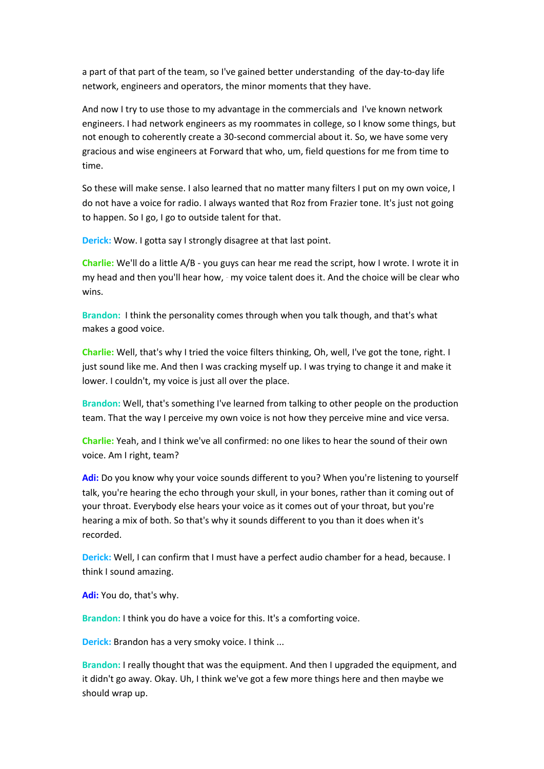a part of that part of the team, so I've gained better understanding of the day-to-day life network, engineers and operators, the minor moments that they have.

And now I try to use those to my advantage in the commercials and I've known network engineers. I had network engineers as my roommates in college, so I know some things, but not enough to coherently create a 30-second commercial about it. So, we have some very gracious and wise engineers at Forward that who, um, field questions for me from time to time.

So these will make sense. I also learned that no matter many filters I put on my own voice, I do not have a voice for radio. I always wanted that Roz from Frazier tone. It's just not going to happen. So I go, I go to outside talent for that.

**Derick:** Wow. I gotta say I strongly disagree at that last point.

**Charlie:** We'll do a little A/B - you guys can hear me read the script, how I wrote. I wrote it in my head and then you'll hear how, my voice talent does it. And the choice will be clear who wins.

**Brandon:** I think the personality comes through when you talk though, and that's what makes a good voice.

**Charlie:** Well, that's why I tried the voice filters thinking, Oh, well, I've got the tone, right. I just sound like me. And then I was cracking myself up. I was trying to change it and make it lower. I couldn't, my voice is just all over the place.

**Brandon:** Well, that's something I've learned from talking to other people on the production team. That the way I perceive my own voice is not how they perceive mine and vice versa.

**Charlie:** Yeah, and I think we've all confirmed: no one likes to hear the sound of their own voice. Am I right, team?

**Adi:** Do you know why your voice sounds different to you? When you're listening to yourself talk, you're hearing the echo through your skull, in your bones, rather than it coming out of your throat. Everybody else hears your voice as it comes out of your throat, but you're hearing a mix of both. So that's why it sounds different to you than it does when it's recorded.

**Derick:** Well, I can confirm that I must have a perfect audio chamber for a head, because. I think I sound amazing.

**Adi:** You do, that's why.

**Brandon:** I think you do have a voice for this. It's a comforting voice.

**Derick:** Brandon has a very smoky voice. I think ...

**Brandon:** I really thought that was the equipment. And then I upgraded the equipment, and it didn't go away. Okay. Uh, I think we've got a few more things here and then maybe we should wrap up.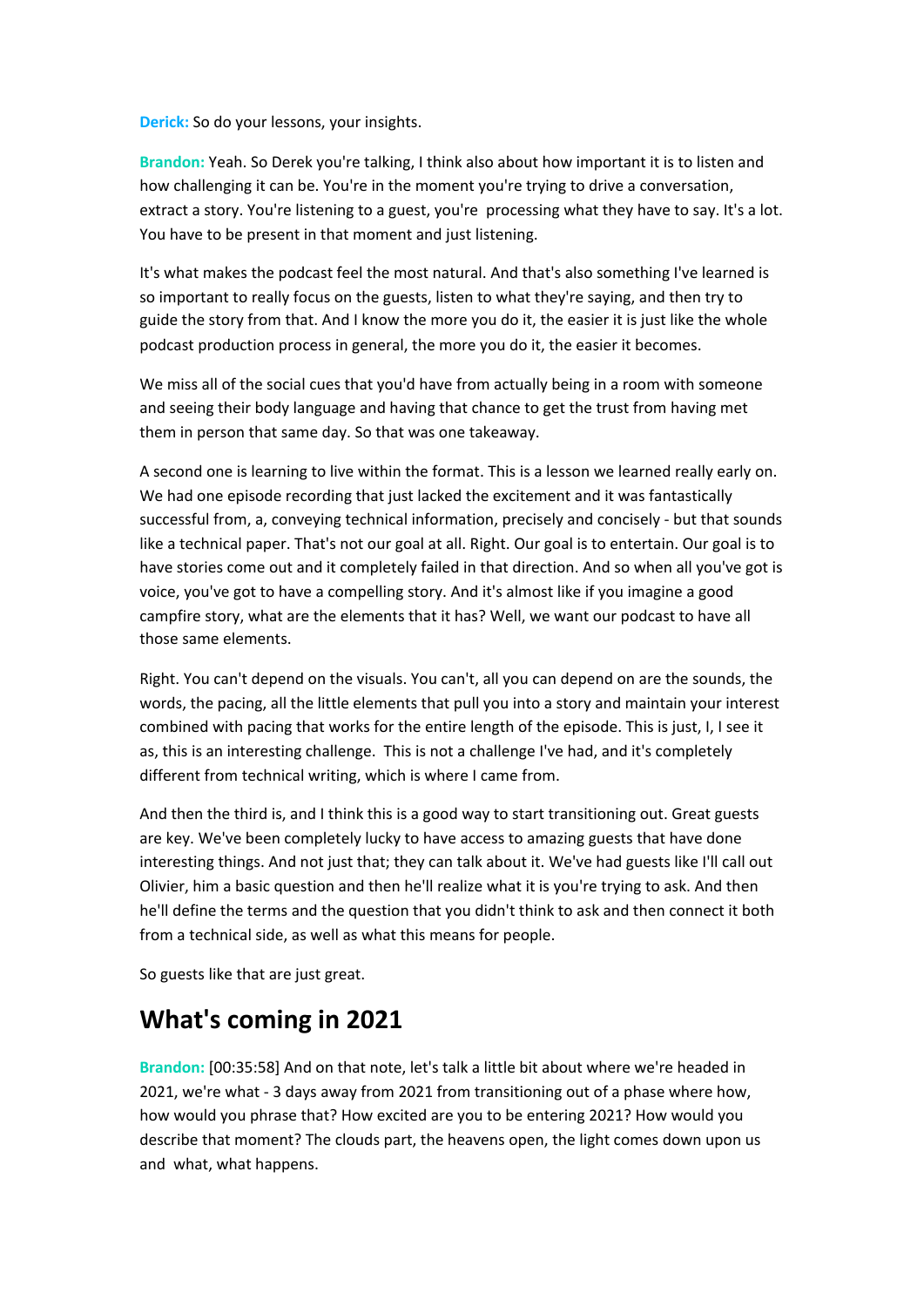**Derick:** So do your lessons, your insights.

**Brandon:** Yeah. So Derek you're talking, I think also about how important it is to listen and how challenging it can be. You're in the moment you're trying to drive a conversation, extract a story. You're listening to a guest, you're processing what they have to say. It's a lot. You have to be present in that moment and just listening.

It's what makes the podcast feel the most natural. And that's also something I've learned is so important to really focus on the guests, listen to what they're saying, and then try to guide the story from that. And I know the more you do it, the easier it is just like the whole podcast production process in general, the more you do it, the easier it becomes.

We miss all of the social cues that you'd have from actually being in a room with someone and seeing their body language and having that chance to get the trust from having met them in person that same day. So that was one takeaway.

A second one is learning to live within the format. This is a lesson we learned really early on. We had one episode recording that just lacked the excitement and it was fantastically successful from, a, conveying technical information, precisely and concisely - but that sounds like a technical paper. That's not our goal at all. Right. Our goal is to entertain. Our goal is to have stories come out and it completely failed in that direction. And so when all you've got is voice, you've got to have a compelling story. And it's almost like if you imagine a good campfire story, what are the elements that it has? Well, we want our podcast to have all those same elements.

Right. You can't depend on the visuals. You can't, all you can depend on are the sounds, the words, the pacing, all the little elements that pull you into a story and maintain your interest combined with pacing that works for the entire length of the episode. This is just, I, I see it as, this is an interesting challenge. This is not a challenge I've had, and it's completely different from technical writing, which is where I came from.

And then the third is, and I think this is a good way to start transitioning out. Great guests are key. We've been completely lucky to have access to amazing guests that have done interesting things. And not just that; they can talk about it. We've had guests like I'll call out Olivier, him a basic question and then he'll realize what it is you're trying to ask. And then he'll define the terms and the question that you didn't think to ask and then connect it both from a technical side, as well as what this means for people.

So guests like that are just great.

## What's coming in 2021

**Brandon:** [00:35:58] And on that note, let's talk a little bit about where we're headed in 2021, we're what - 3 days away from 2021 from transitioning out of a phase where how, how would you phrase that? How excited are you to be entering 2021? How would you describe that moment? The clouds part, the heavens open, the light comes down upon us and what, what happens.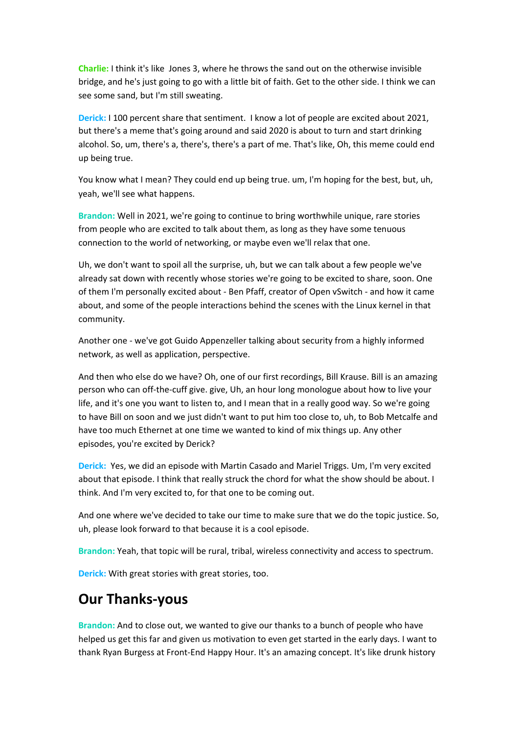**Charlie:** I think it's like Jones 3, where he throws the sand out on the otherwise invisible bridge, and he's just going to go with a little bit of faith. Get to the other side. I think we can see some sand, but I'm still sweating.

**Derick:** I 100 percent share that sentiment. I know a lot of people are excited about 2021, but there's a meme that's going around and said 2020 is about to turn and start drinking alcohol. So, um, there's a, there's, there's a part of me. That's like, Oh, this meme could end up being true.

You know what I mean? They could end up being true. um, I'm hoping for the best, but, uh, yeah, we'll see what happens.

**Brandon:** Well in 2021, we're going to continue to bring worthwhile unique, rare stories from people who are excited to talk about them, as long as they have some tenuous connection to the world of networking, or maybe even we'll relax that one.

Uh, we don't want to spoil all the surprise, uh, but we can talk about a few people we've already sat down with recently whose stories we're going to be excited to share, soon. One of them I'm personally excited about - Ben Pfaff, creator of Open vSwitch - and how it came about, and some of the people interactions behind the scenes with the Linux kernel in that community.

Another one - we've got Guido Appenzeller talking about security from a highly informed network, as well as application, perspective.

And then who else do we have? Oh, one of our first recordings, Bill Krause. Bill is an amazing person who can off-the-cuff give. give, Uh, an hour long monologue about how to live your life, and it's one you want to listen to, and I mean that in a really good way. So we're going to have Bill on soon and we just didn't want to put him too close to, uh, to Bob Metcalfe and have too much Ethernet at one time we wanted to kind of mix things up. Any other episodes, you're excited by Derick?

**Derick:** Yes, we did an episode with Martin Casado and Mariel Triggs. Um, I'm very excited about that episode. I think that really struck the chord for what the show should be about. I think. And I'm very excited to, for that one to be coming out.

And one where we've decided to take our time to make sure that we do the topic justice. So, uh, please look forward to that because it is a cool episode.

**Brandon:** Yeah, that topic will be rural, tribal, wireless connectivity and access to spectrum.

**Derick:** With great stories with great stories, too.

## Our Thanks-yous

**Brandon:** And to close out, we wanted to give our thanks to a bunch of people who have helped us get this far and given us motivation to even get started in the early days. I want to thank Ryan Burgess at Front-End Happy Hour. It's an amazing concept. It's like drunk history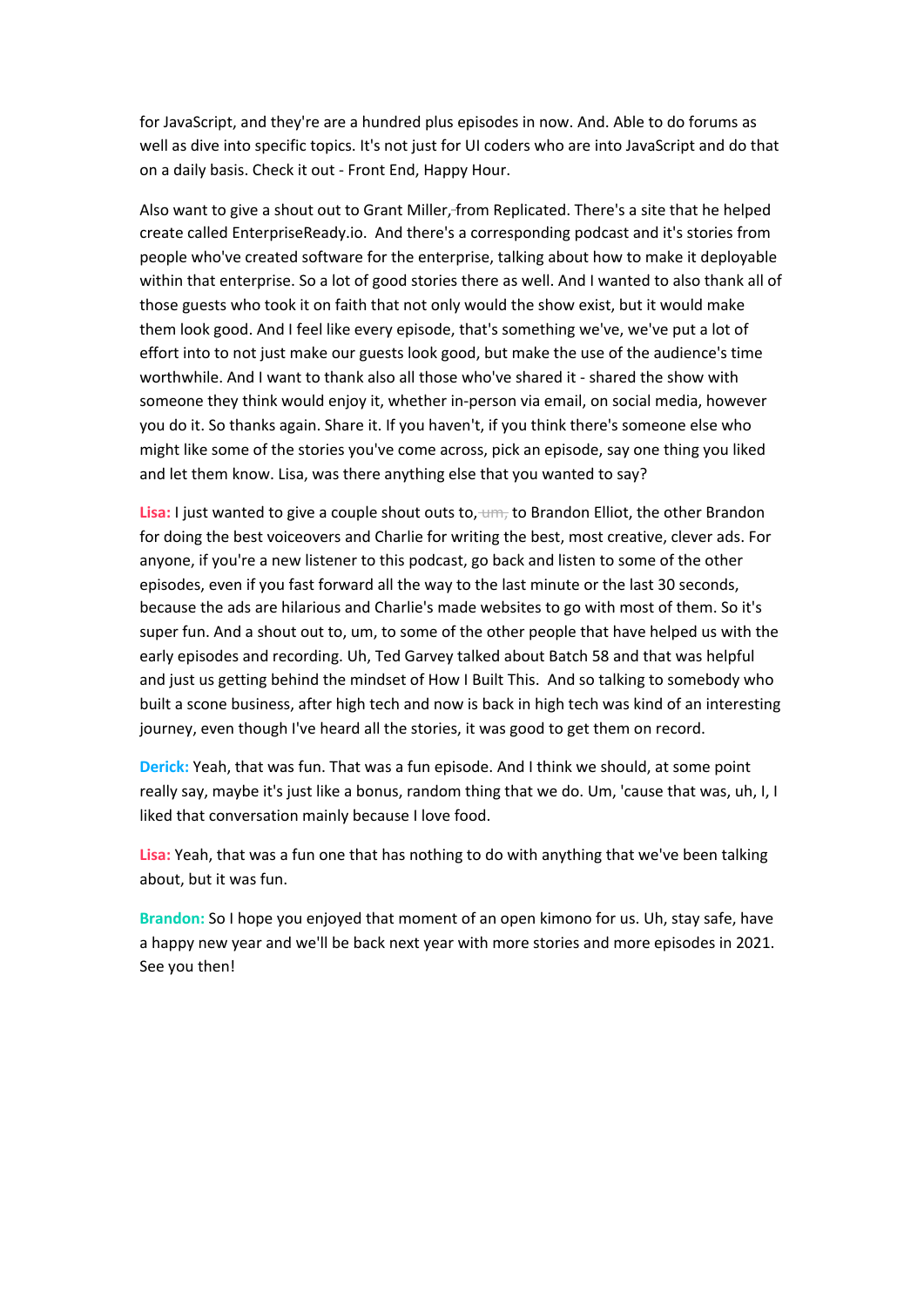for JavaScript, and they're are a hundred plus episodes in now. And. Able to do forums as well as dive into specific topics. It's not just for UI coders who are into JavaScript and do that on a daily basis. Check it out - Front End, Happy Hour.

Also want to give a shout out to Grant Miller, ~~,~~ from Replicated. There's a site that he helped create called EnterpriseReady.io. And there's a corresponding podcast and it's stories from people who've created software for the enterprise, talking about how to make it deployable within that enterprise. So a lot of good stories there as well. And I wanted to also thank all of those guests who took it on faith that not only would the show exist, but it would make them look good. And I feel like every episode, that's something we've, we've put a lot of effort into to not just make our guests look good, but make the use of the audience's time worthwhile. And I want to thank also all those who've shared it - shared the show with someone they think would enjoy it, whether in-person via email, on social media, however you do it. So thanks again. Share it. If you haven't, if you think there's someone else who might like some of the stories you've come across, pick an episode, say one thing you liked and let them know. Lisa, was there anything else that you wanted to say?

**Lisa:** I just wanted to give a couple shout outs to, ~~um,~~ to Brandon Elliot, the other Brandon for doing the best voiceovers and Charlie for writing the best, most creative, clever ads. For anyone, if you're a new listener to this podcast, go back and listen to some of the other episodes, even if you fast forward all the way to the last minute or the last 30 seconds, because the ads are hilarious and Charlie's made websites to go with most of them. So it's super fun. And a shout out to, um, to some of the other people that have helped us with the early episodes and recording. Uh, Ted Garvey talked about Batch 58 and that was helpful and just us getting behind the mindset of How I Built This. And so talking to somebody who built a scone business, after high tech and now is back in high tech was kind of an interesting journey, even though I've heard all the stories, it was good to get them on record.

**Derick:** Yeah, that was fun. That was a fun episode. And I think we should, at some point really say, maybe it's just like a bonus, random thing that we do. Um, 'cause that was, uh, I, I liked that conversation mainly because I love food.

**Lisa:** Yeah, that was a fun one that has nothing to do with anything that we've been talking about, but it was fun.

**Brandon:** So I hope you enjoyed that moment of an open kimono for us. Uh, stay safe, have a happy new year and we'll be back next year with more stories and more episodes in 2021. See you then!